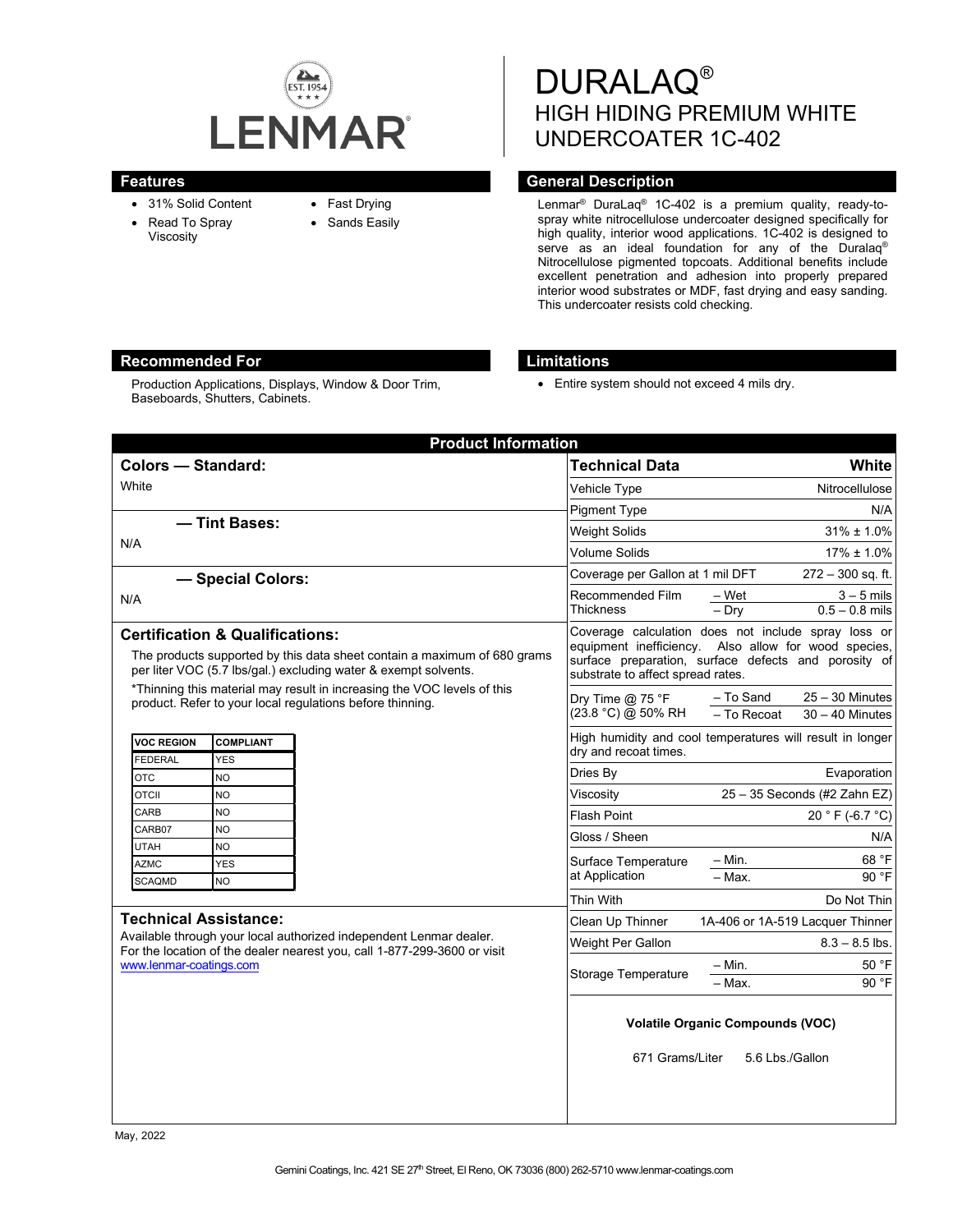# DURALAQ®

## HIGH HIDING PREMIUM WHITE UNDERCOATER 1C-402

### Features

- 31% Solid Content
- Read To Spray Viscosity
- Fast Drying
- Sands Easily

### General Description

Lenmar® DuraLaq® 1C-402 is a premium quality, ready-to-spray white nitrocellulose undercoater designed specifically for high quality, interior wood applications. 1C-402 is designed to serve as an ideal foundation for any of the Duralaq® Nitrocellulose pigmented topcoats. Additional benefits include excellent penetration and adhesion into properly prepared interior wood substrates or MDF, fast drying and easy sanding. This undercoater resists cold checking.

### Recommended For

Production Applications, Displays, Window & Door Trim, Baseboards, Shutters, Cabinets.

### Limitations

- Entire system should not exceed 4 mils dry.

## Product Information

### Colors — Standard:

White

### — Tint Bases:

N/A

### — Special Colors:

N/A

### Certification & Qualifications:

The products supported by this data sheet contain a maximum of 680 grams per liter VOC (5.7 lbs/gal.) excluding water & exempt solvents.

*Thinning this material may result in increasing the VOC levels of this product. Refer to your local regulations before thinning.

| VOC REGION | COMPLIANT |
|---|---|
| FEDERAL | YES |
| OTC | NO |
| OTCII | NO |
| CARB | NO |
| CARB07 | NO |
| UTAH | NO |
| AZMC | YES |
| SCAQMD | NO |

### Technical Assistance:

Available through your local authorized independent Lenmar dealer. For the location of the dealer nearest you, call 1-877-299-3600 or visit www.lenmar-coatings.com

| Technical Data | | White |
|---|---|---|
| Vehicle Type | | Nitrocellulose |
| Pigment Type | | N/A |
| Weight Solids | | 31% ± 1.0% |
| Volume Solids | | 17% ± 1.0% |
| Coverage per Gallon at 1 mil DFT | | 272 – 300 sq. ft. |
| Recommended Film Thickness | – Wet | 3 – 5 mils |
| | – Dry | 0.5 – 0.8 mils |
| Coverage calculation does not include spray loss or equipment inefficiency. Also allow for wood species, surface preparation, surface defects and porosity of substrate to affect spread rates. | | |
| Dry Time @ 75 °F (23.8 °C) @ 50% RH | – To Sand | 25 – 30 Minutes |
| | – To Recoat | 30 – 40 Minutes |
| High humidity and cool temperatures will result in longer dry and recoat times. | | |
| Dries By | | Evaporation |
| Viscosity | | 25 – 35 Seconds (#2 Zahn EZ) |
| Flash Point | | 20 ° F (-6.7 °C) |
| Gloss / Sheen | | N/A |
| Surface Temperature at Application | – Min. | 68 °F |
| | – Max. | 90 °F |
| Thin With | | Do Not Thin |
| Clean Up Thinner | | 1A-406 or 1A-519 Lacquer Thinner |
| Weight Per Gallon | | 8.3 – 8.5 lbs. |
| Storage Temperature | – Min. | 50 °F |
| | – Max. | 90 °F |

**Volatile Organic Compounds (VOC)**

671 Grams/Liter 5.6 Lbs./Gallon

May, 2022

Gemini Coatings, Inc. 421 SE 27th Street, El Reno, OK 73036 (800) 262-5710 www.lenmar-coatings.com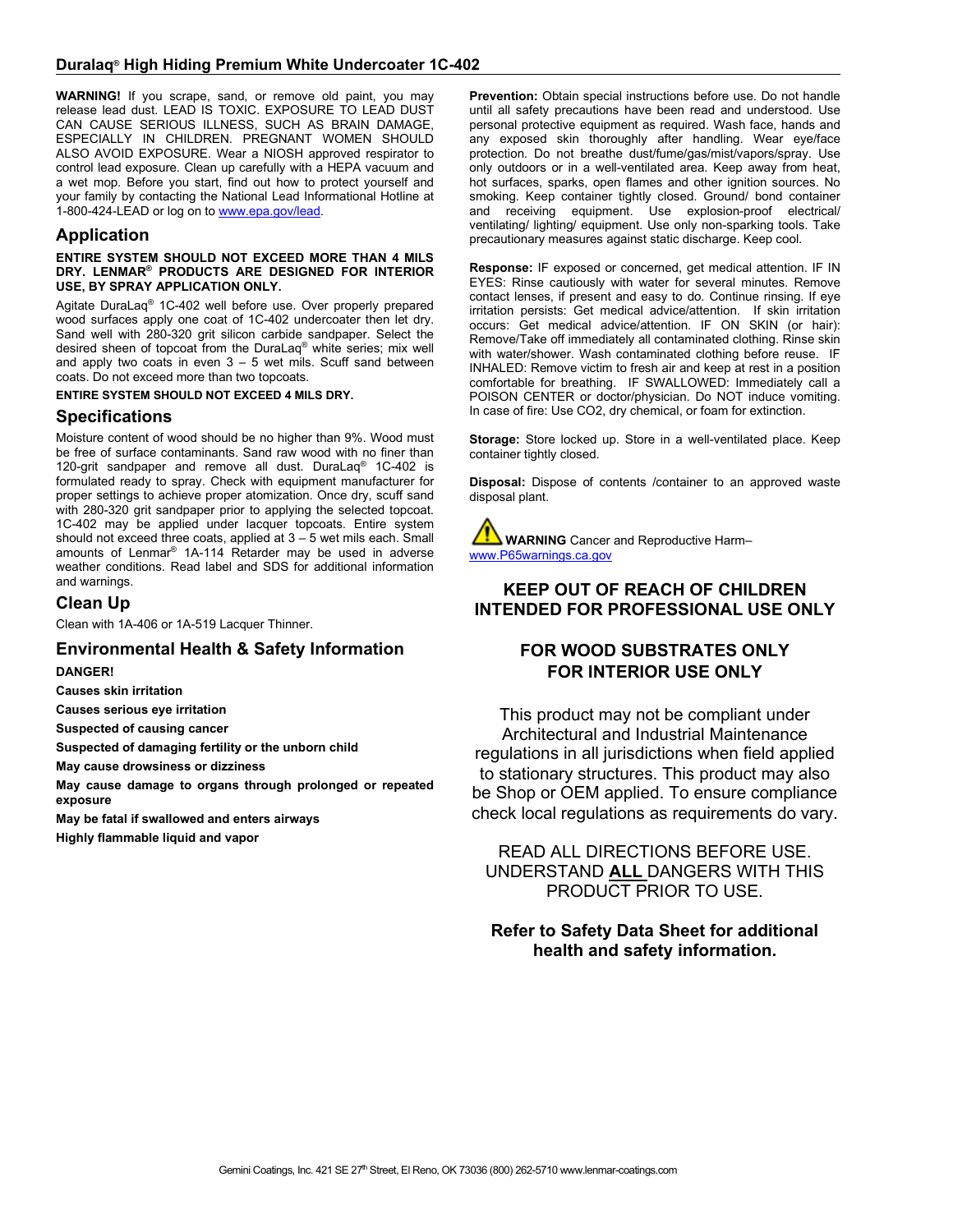## Duralaq® High Hiding Premium White Undercoater 1C-402

**WARNING!** If you scrape, sand, or remove old paint, you may release lead dust. LEAD IS TOXIC. EXPOSURE TO LEAD DUST CAN CAUSE SERIOUS ILLNESS, SUCH AS BRAIN DAMAGE, ESPECIALLY IN CHILDREN. PREGNANT WOMEN SHOULD ALSO AVOID EXPOSURE. Wear a NIOSH approved respirator to control lead exposure. Clean up carefully with a HEPA vacuum and a wet mop. Before you start, find out how to protect yourself and your family by contacting the National Lead Informational Hotline at 1-800-424-LEAD or log on to www.epa.gov/lead.

## Application

**ENTIRE SYSTEM SHOULD NOT EXCEED MORE THAN 4 MILS DRY. LENMAR® PRODUCTS ARE DESIGNED FOR INTERIOR USE, BY SPRAY APPLICATION ONLY.**

Agitate DuraLaq® 1C-402 well before use. Over properly prepared wood surfaces apply one coat of 1C-402 undercoater then let dry. Sand well with 280-320 grit silicon carbide sandpaper. Select the desired sheen of topcoat from the DuraLaq® white series; mix well and apply two coats in even 3 – 5 wet mils. Scuff sand between coats. Do not exceed more than two topcoats.

**ENTIRE SYSTEM SHOULD NOT EXCEED 4 MILS DRY.**

## Specifications

Moisture content of wood should be no higher than 9%. Wood must be free of surface contaminants. Sand raw wood with no finer than 120-grit sandpaper and remove all dust. DuraLaq® 1C-402 is formulated ready to spray. Check with equipment manufacturer for proper settings to achieve proper atomization. Once dry, scuff sand with 280-320 grit sandpaper prior to applying the selected topcoat. 1C-402 may be applied under lacquer topcoats. Entire system should not exceed three coats, applied at 3 – 5 wet mils each. Small amounts of Lenmar® 1A-114 Retarder may be used in adverse weather conditions. Read label and SDS for additional information and warnings.

## Clean Up

Clean with 1A-406 or 1A-519 Lacquer Thinner.

## Environmental Health & Safety Information

**DANGER!**

**Causes skin irritation**

**Causes serious eye irritation**

**Suspected of causing cancer**

**Suspected of damaging fertility or the unborn child**

**May cause drowsiness or dizziness**

**May cause damage to organs through prolonged or repeated exposure**

**May be fatal if swallowed and enters airways**

**Highly flammable liquid and vapor**

**Prevention:** Obtain special instructions before use. Do not handle until all safety precautions have been read and understood. Use personal protective equipment as required. Wash face, hands and any exposed skin thoroughly after handling. Wear eye/face protection. Do not breathe dust/fume/gas/mist/vapors/spray. Use only outdoors or in a well-ventilated area. Keep away from heat, hot surfaces, sparks, open flames and other ignition sources. No smoking. Keep container tightly closed. Ground/ bond container and receiving equipment. Use explosion-proof electrical/ ventilating/ lighting/ equipment. Use only non-sparking tools. Take precautionary measures against static discharge. Keep cool.

**Response:** IF exposed or concerned, get medical attention. IF IN EYES: Rinse cautiously with water for several minutes. Remove contact lenses, if present and easy to do. Continue rinsing. If eye irritation persists: Get medical advice/attention. If skin irritation occurs: Get medical advice/attention. IF ON SKIN (or hair): Remove/Take off immediately all contaminated clothing. Rinse skin with water/shower. Wash contaminated clothing before reuse. IF INHALED: Remove victim to fresh air and keep at rest in a position comfortable for breathing. IF SWALLOWED: Immediately call a POISON CENTER or doctor/physician. Do NOT induce vomiting. In case of fire: Use CO2, dry chemical, or foam for extinction.

**Storage:** Store locked up. Store in a well-ventilated place. Keep container tightly closed.

**Disposal:** Dispose of contents /container to an approved waste disposal plant.

**WARNING** Cancer and Reproductive Harm– www.P65warnings.ca.gov

**KEEP OUT OF REACH OF CHILDREN**
**INTENDED FOR PROFESSIONAL USE ONLY**

**FOR WOOD SUBSTRATES ONLY**
**FOR INTERIOR USE ONLY**

This product may not be compliant under Architectural and Industrial Maintenance regulations in all jurisdictions when field applied to stationary structures. This product may also be Shop or OEM applied. To ensure compliance check local regulations as requirements do vary.

READ ALL DIRECTIONS BEFORE USE. UNDERSTAND **ALL** DANGERS WITH THIS PRODUCT PRIOR TO USE.

**Refer to Safety Data Sheet for additional health and safety information.**

Gemini Coatings, Inc. 421 SE 27th Street, El Reno, OK 73036 (800) 262-5710 www.lenmar-coatings.com